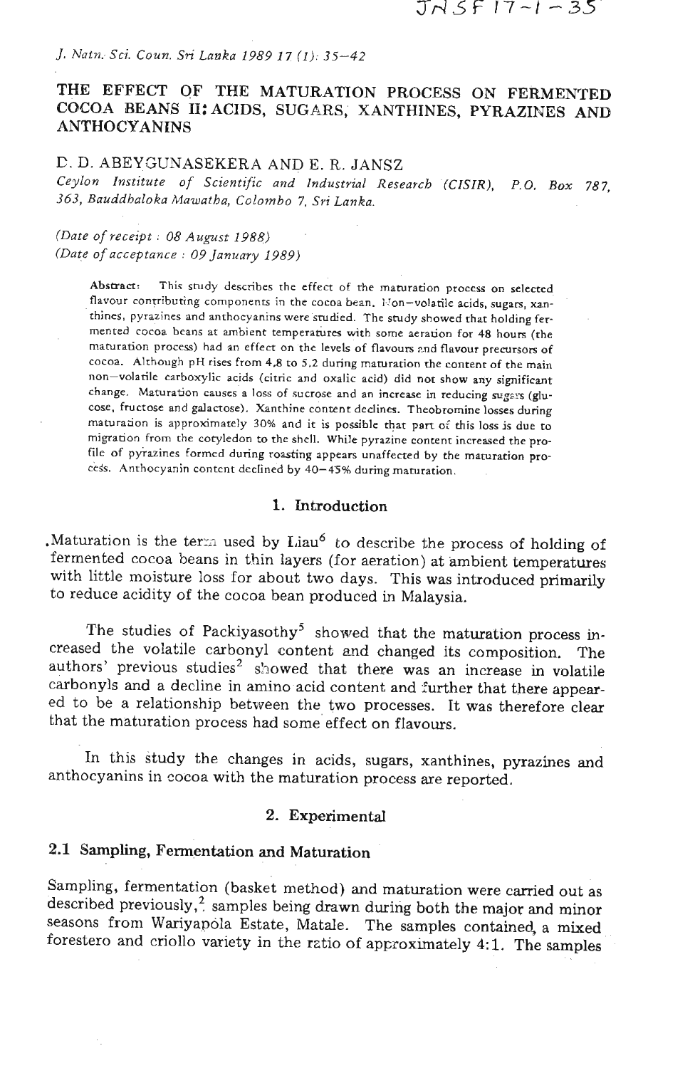# THE EFFECT OF THE MATURATION PROCESS ON FERMENTED COCOA BEANS II: ACIDS, SUGARS, XANTHINES, PYRAZINES AND ANTHOCYANINS

D. D. ABEYGUNASEKERA AND E. R. JANSZ

*Ceylon Institute of Scientific and Industrial Research (CISIR), P.O. Box 787, 363, Bauddhaloka Mawatha, Colombo 7, Sri Lanka.*

*(Date of receipt : 08 August 1988)*
*(Date of acceptance : 09 January 1989)*

**Abstract:** This study describes the effect of the maturation process on selected flavour contributing components in the cocoa bean. Non-volatile acids, sugars, xanthines, pyrazines and anthocyanins were studied. The study showed that holding fermented cocoa beans at ambient temperatures with some aeration for 48 hours (the maturation process) had an effect on the levels of flavours and flavour precursors of cocoa. Although pH rises from 4.8 to 5.2 during maturation the content of the main non-volatile carboxylic acids (citric and oxalic acid) did not show any significant change. Maturation causes a loss of sucrose and an increase in reducing sugars (glucose, fructose and galactose). Xanthine content declines. Theobromine losses during maturation is approximately 30% and it is possible that part of this loss is due to migration from the cotyledon to the shell. While pyrazine content increased the profile of pyrazines formed during roasting appears unaffected by the maturation process. Anthocyanin content declined by 40–45% during maturation.

## 1. Introduction

Maturation is the term used by Liau[6] to describe the process of holding of fermented cocoa beans in thin layers (for aeration) at ambient temperatures with little moisture loss for about two days. This was introduced primarily to reduce acidity of the cocoa bean produced in Malaysia.

The studies of Packiyasothy[5] showed that the maturation process increased the volatile carbonyl content and changed its composition. The authors' previous studies[2] showed that there was an increase in volatile carbonyls and a decline in amino acid content and further that there appeared to be a relationship between the two processes. It was therefore clear that the maturation process had some effect on flavours.

In this study the changes in acids, sugars, xanthines, pyrazines and anthocyanins in cocoa with the maturation process are reported.

## 2. Experimental

### 2.1 Sampling, Fermentation and Maturation

Sampling, fermentation (basket method) and maturation were carried out as described previously,[2] samples being drawn during both the major and minor seasons from Wariyapola Estate, Matale. The samples contained a mixed forestero and criollo variety in the ratio of approximately 4:1. The samples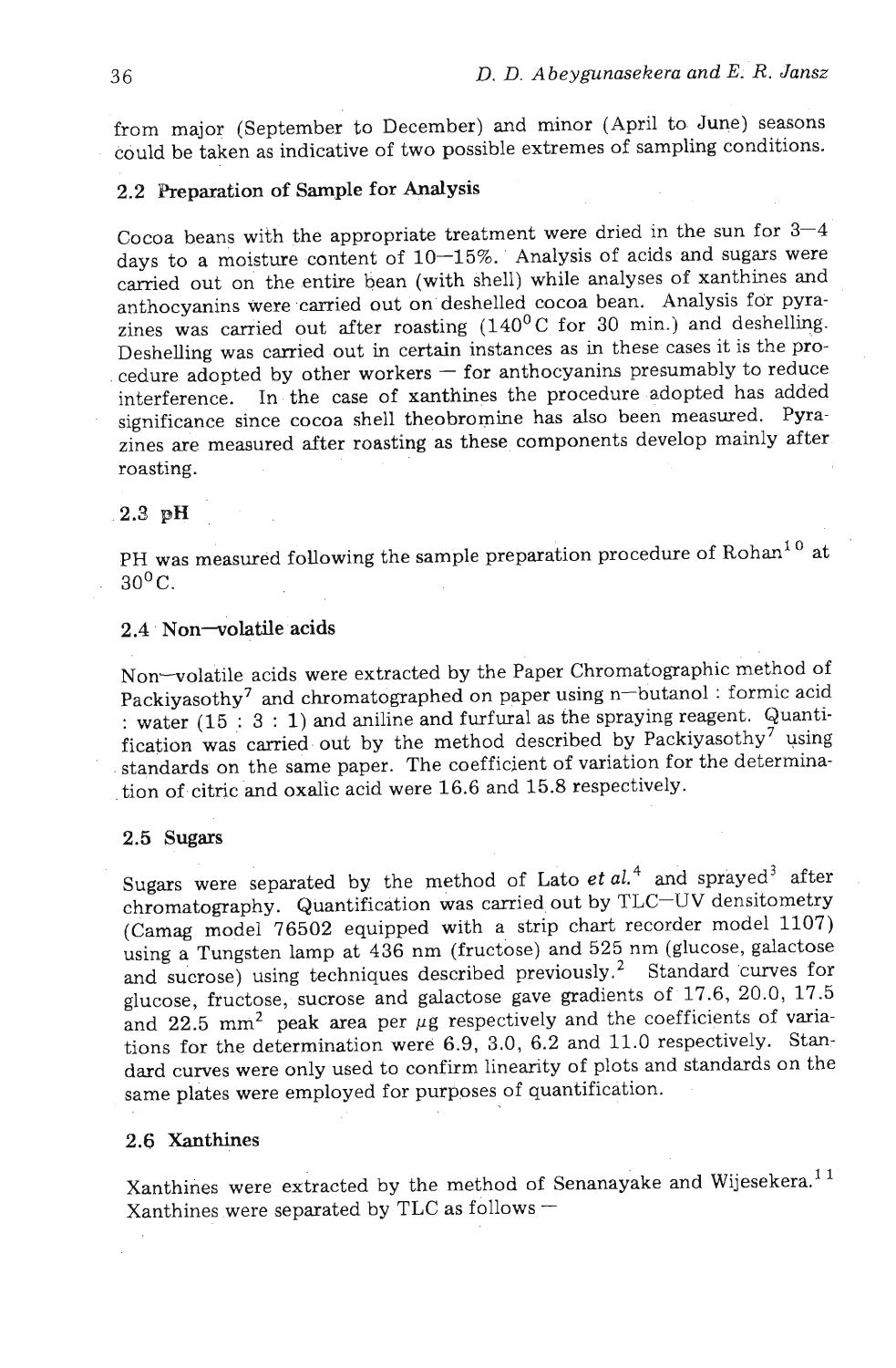from major (September to December) and minor (April to June) seasons could be taken as indicative of two possible extremes of sampling conditions.

## 2.2 Preparation of Sample for Analysis

Cocoa beans with the appropriate treatment were dried in the sun for 3–4 days to a moisture content of 10–15%. Analysis of acids and sugars were carried out on the entire bean (with shell) while analyses of xanthines and anthocyanins were carried out on deshelled cocoa bean. Analysis for pyrazines was carried out after roasting (140$^{0}$C for 30 min.) and deshelling. Deshelling was carried out in certain instances as in these cases it is the procedure adopted by other workers – for anthocyanins presumably to reduce interference. In the case of xanthines the procedure adopted has added significance since cocoa shell theobromine has also been measured. Pyrazines are measured after roasting as these components develop mainly after roasting.

## 2.3 pH

PH was measured following the sample preparation procedure of Rohan[10] at 30$^{0}$C.

## 2.4 Non–volatile acids

Non–volatile acids were extracted by the Paper Chromatographic method of Packiyasothy[7] and chromatographed on paper using n–butanol : formic acid : water (15 : 3 : 1) and aniline and furfural as the spraying reagent. Quantification was carried out by the method described by Packiyasothy[7] using standards on the same paper. The coefficient of variation for the determination of citric and oxalic acid were 16.6 and 15.8 respectively.

## 2.5 Sugars

Sugars were separated by the method of Lato *et al.*[4] and sprayed[3] after chromatography. Quantification was carried out by TLC–UV densitometry (Camag model 76502 equipped with a strip chart recorder model 1107) using a Tungsten lamp at 436 nm (fructose) and 525 nm (glucose, galactose and sucrose) using techniques described previously.[2] Standard curves for glucose, fructose, sucrose and galactose gave gradients of 17.6, 20.0, 17.5 and 22.5 mm$^2$ peak area per $\mu$g respectively and the coefficients of variations for the determination were 6.9, 3.0, 6.2 and 11.0 respectively. Standard curves were only used to confirm linearity of plots and standards on the same plates were employed for purposes of quantification.

## 2.6 Xanthines

Xanthines were extracted by the method of Senanayake and Wijesekera.[11] Xanthines were separated by TLC as follows –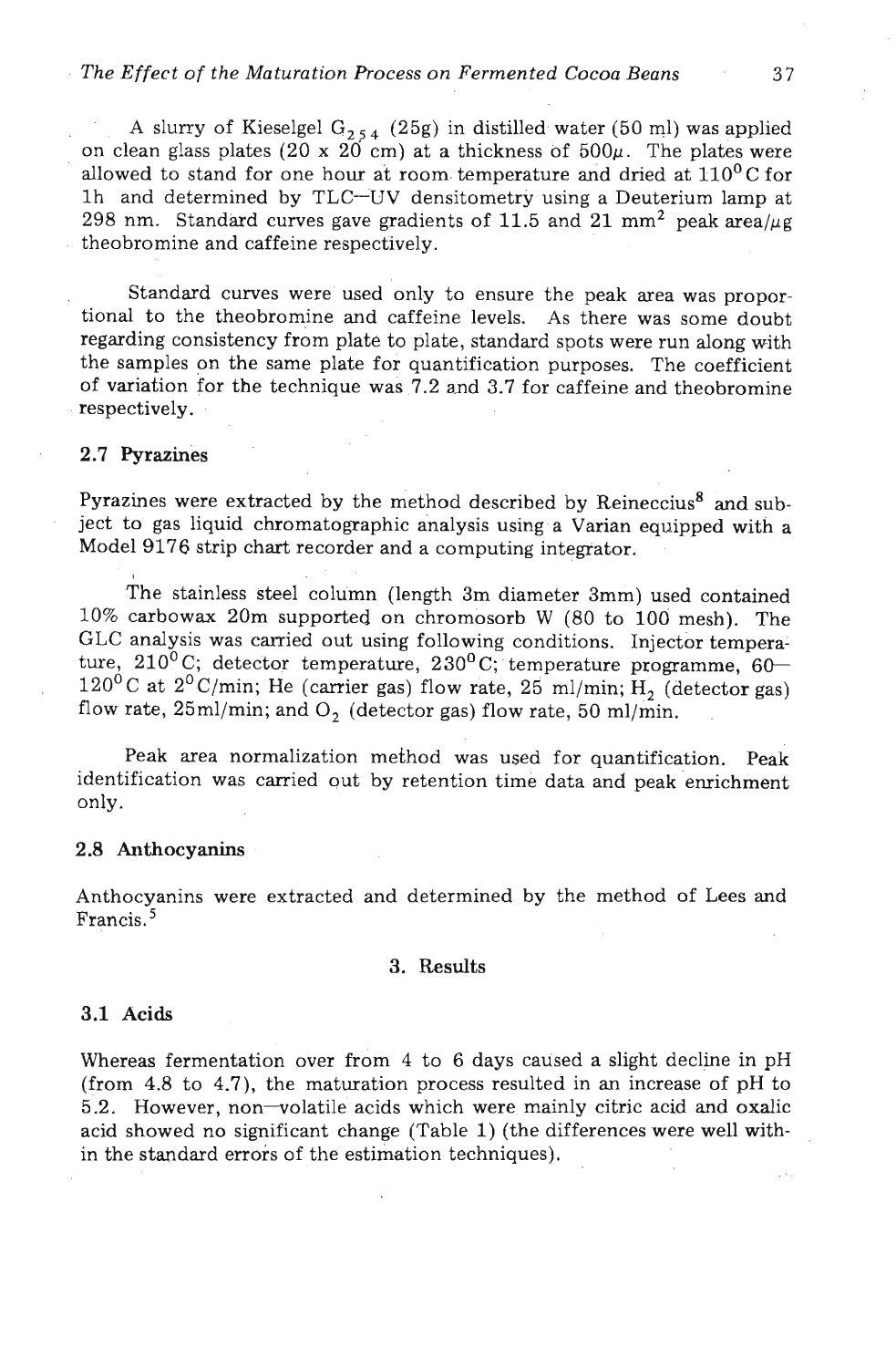A slurry of Kieselgel $G_{254}$ (25g) in distilled water (50 ml) was applied on clean glass plates (20 x 20 cm) at a thickness of 500$\mu$. The plates were allowed to stand for one hour at room temperature and dried at 110$^0$C for 1h and determined by TLC—UV densitometry using a Deuterium lamp at 298 nm. Standard curves gave gradients of 11.5 and 21 mm$^2$ peak area/$\mu$g theobromine and caffeine respectively.

Standard curves were used only to ensure the peak area was proportional to the theobromine and caffeine levels. As there was some doubt regarding consistency from plate to plate, standard spots were run along with the samples on the same plate for quantification purposes. The coefficient of variation for the technique was 7.2 and 3.7 for caffeine and theobromine respectively.

### 2.7 Pyrazines

Pyrazines were extracted by the method described by Reineccius[8] and subject to gas liquid chromatographic analysis using a Varian equipped with a Model 9176 strip chart recorder and a computing integrator.

The stainless steel column (length 3m diameter 3mm) used contained 10% carbowax 20m supported on chromosorb W (80 to 100 mesh). The GLC analysis was carried out using following conditions. Injector temperature, 210$^0$C; detector temperature, 230$^0$C; temperature programme, 60—120$^0$C at 2$^0$C/min; He (carrier gas) flow rate, 25 ml/min; $H_2$ (detector gas) flow rate, 25ml/min; and $O_2$ (detector gas) flow rate, 50 ml/min.

Peak area normalization method was used for quantification. Peak identification was carried out by retention time data and peak enrichment only.

### 2.8 Anthocyanins

Anthocyanins were extracted and determined by the method of Lees and Francis.[5]

## 3. Results

### 3.1 Acids

Whereas fermentation over from 4 to 6 days caused a slight decline in pH (from 4.8 to 4.7), the maturation process resulted in an increase of pH to 5.2. However, non—volatile acids which were mainly citric acid and oxalic acid showed no significant change (Table 1) (the differences were well within the standard errors of the estimation techniques).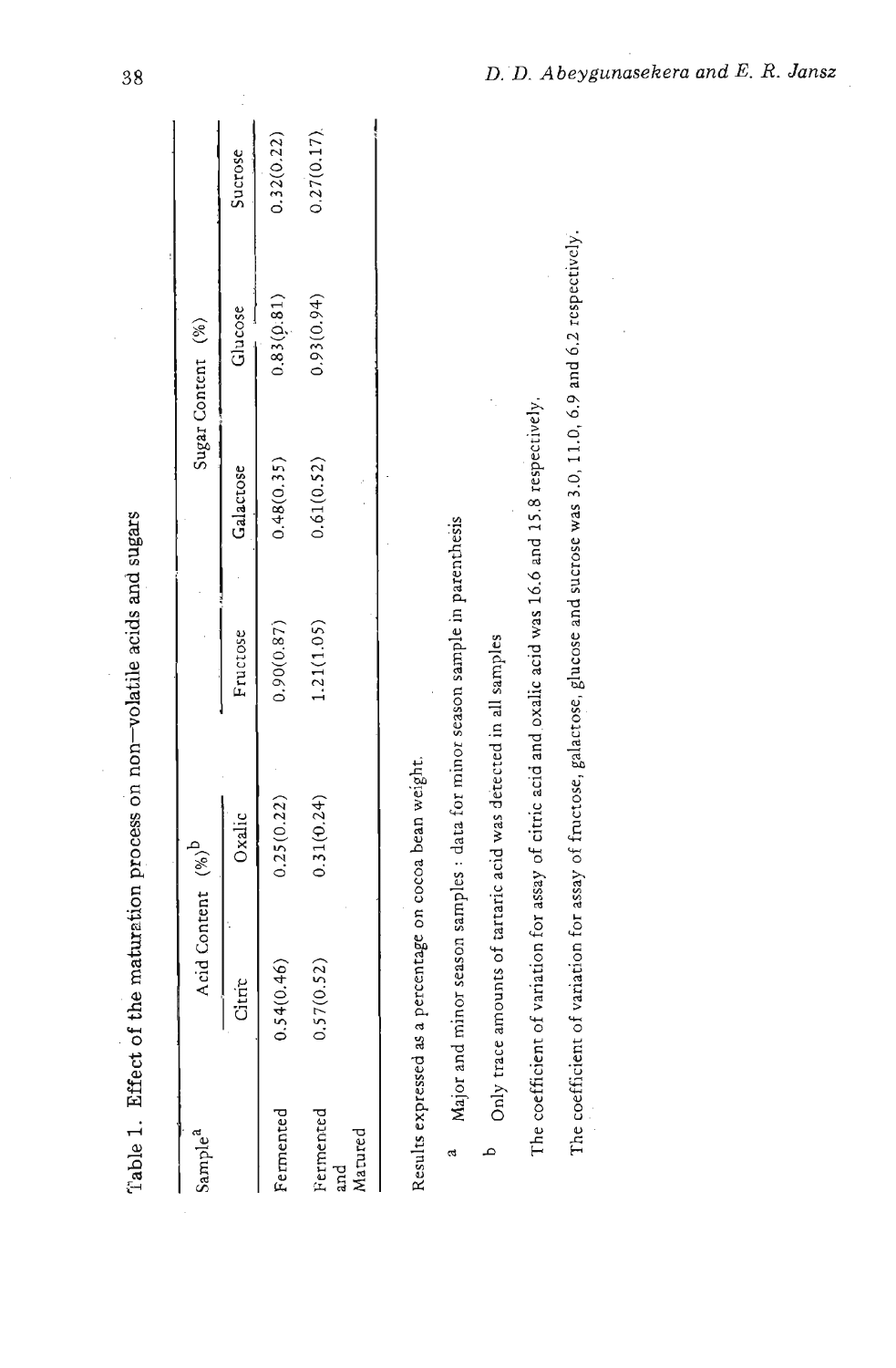Table 1. Effect of the maturation process on non–volatile acids and sugars

| Sample[a] | Acid Content (%)[b] | | Sugar Content (%) | | | |
|---|---|---|---|---|---|---|
| | Citric | Oxalic | Fructose | Galactose | Glucose | Sucrose |
| Fermented | 0.54(0.46) | 0.25(0.22) | 0.90(0.87) | 0.48(0.35) | 0.83(0.81) | 0.32(0.22) |
| Fermented and Matured | 0.57(0.52) | 0.31(0.24) | 1.21(1.05) | 0.61(0.52) | 0.93(0.94) | 0.27(0.17) |

Results expressed as a percentage on cocoa bean weight.

a Major and minor season samples : data for minor season sample in parenthesis

b Only trace amounts of tartaric acid was detected in all samples

The coefficient of variation for assay of citric acid and oxalic acid was 16.6 and 15.8 respectively.

The coefficient of variation for assay of fructose, galactose, glucose and sucrose was 3.0, 11.0, 6.9 and 6.2 respectively.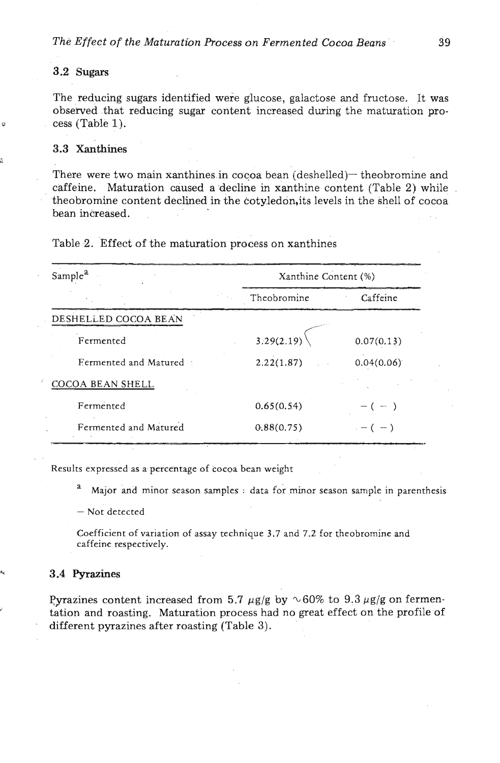### 3.2 Sugars

The reducing sugars identified were glucose, galactose and fructose. It was observed that reducing sugar content increased during the maturation process (Table 1).

### 3.3 Xanthines

There were two main xanthines in cocoa bean (deshelled)— theobromine and caffeine. Maturation caused a decline in xanthine content (Table 2) while theobromine content declined in the cotyledon,its levels in the shell of cocoa bean increased.

Table 2. Effect of the maturation process on xanthines

| Sample[a] | Xanthine Content (%) | |
|---|---|---|
| | Theobromine | Caffeine |
| DESHELLED COCOA BEAN | | |
| Fermented | 3.29(2.19) | 0.07(0.13) |
| Fermented and Matured | 2.22(1.87) | 0.04(0.06) |
| COCOA BEAN SHELL | | |
| Fermented | 0.65(0.54) | – ( – ) |
| Fermented and Matured | 0.88(0.75) | – ( – ) |

Results expressed as a percentage of cocoa bean weight

[a] Major and minor season samples : data for minor season sample in parenthesis

– Not detected

Coefficient of variation of assay technique 3.7 and 7.2 for theobromine and caffeine respectively.

### 3.4 Pyrazines

Pyrazines content increased from 5.7 $\mu$g/g by $\sim$60% to 9.3 $\mu$g/g on fermentation and roasting. Maturation process had no great effect on the profile of different pyrazines after roasting (Table 3).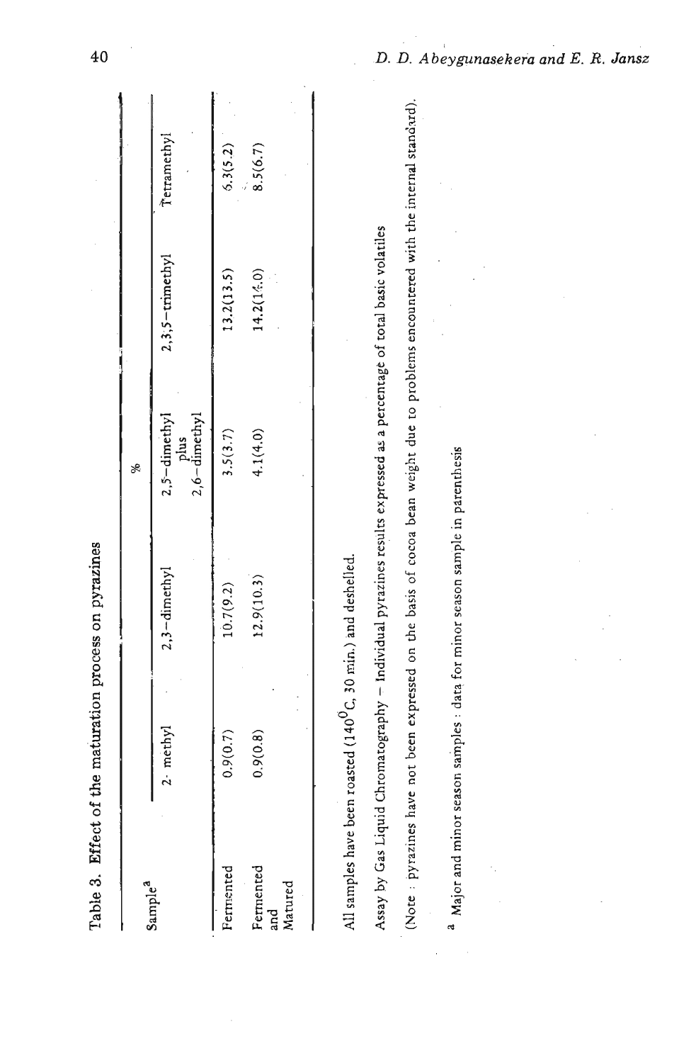Table 3. Effect of the maturation process on pyrazines

| Sample[a] | % | | | | |
|---|---|---|---|---|---|
| | 2- methyl | 2,3-dimethyl | 2,5-dimethyl plus 2,6-dimethyl | 2,3,5-trimethyl | Tetramethyl |
| Fermented | 0.9(0.7) | 10.7(9.2) | 3.5(3.7) | 13.2(13.5) | 6.3(5.2) |
| Fermented and Matured | 0.9(0.8) | 12.9(10.3) | 4.1(4.0) | 14.2(14.0) | 8.5(6.7) |

All samples have been roasted (140$^0$C, 30 min.) and deshelled.

Assay by Gas Liquid Chromatography – Individual pyrazines results expressed as a percentage of total basic volatiles

(Note : pyrazines have not been expressed on the basis of cocoa bean weight due to problems encountered with the internal standard).

[a] Major and minor season samples : data for minor season sample in parenthesis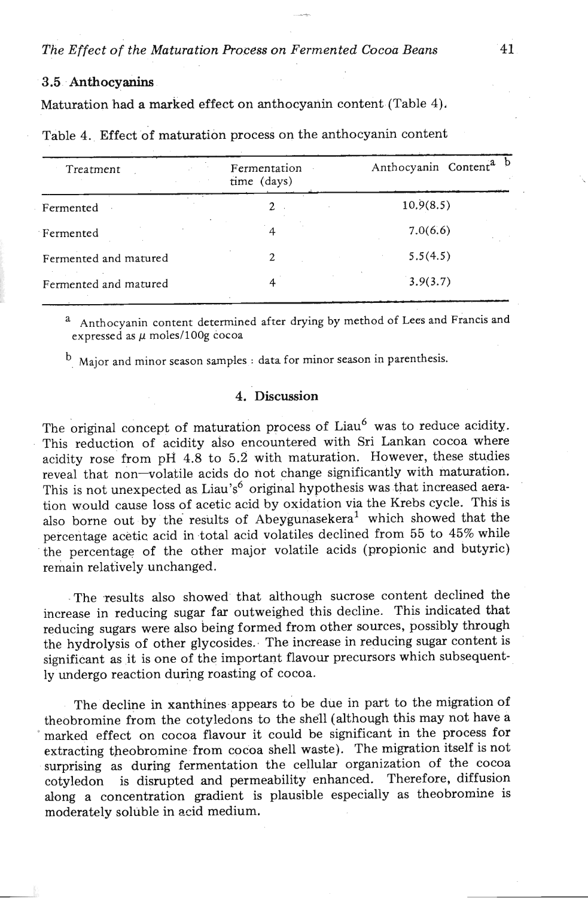### 3.5 Anthocyanins

Maturation had a marked effect on anthocyanin content (Table 4).

Table 4. Effect of maturation process on the anthocyanin content

| Treatment | Fermentation time (days) | Anthocyanin Content[a b] |
|---|---|---|
| Fermented | 2 | 10.9(8.5) |
| Fermented | 4 | 7.0(6.6) |
| Fermented and matured | 2 | 5.5(4.5) |
| Fermented and matured | 4 | 3.9(3.7) |

[a] Anthocyanin content determined after drying by method of Lees and Francis and expressed as $\mu$ moles/100g cocoa

[b] Major and minor season samples : data for minor season in parenthesis.

## 4. Discussion

The original concept of maturation process of Liau[6] was to reduce acidity. This reduction of acidity also encountered with Sri Lankan cocoa where acidity rose from pH 4.8 to 5.2 with maturation. However, these studies reveal that non—volatile acids do not change significantly with maturation. This is not unexpected as Liau's[6] original hypothesis was that increased aeration would cause loss of acetic acid by oxidation via the Krebs cycle. This is also borne out by the results of Abeygunasekera[1] which showed that the percentage acetic acid in total acid volatiles declined from 55 to 45% while the percentage of the other major volatile acids (propionic and butyric) remain relatively unchanged.

The results also showed that although sucrose content declined the increase in reducing sugar far outweighed this decline. This indicated that reducing sugars were also being formed from other sources, possibly through the hydrolysis of other glycosides. The increase in reducing sugar content is significant as it is one of the important flavour precursors which subsequently undergo reaction during roasting of cocoa.

The decline in xanthines appears to be due in part to the migration of theobromine from the cotyledons to the shell (although this may not have a marked effect on cocoa flavour it could be significant in the process for extracting theobromine from cocoa shell waste). The migration itself is not surprising as during fermentation the cellular organization of the cocoa cotyledon is disrupted and permeability enhanced. Therefore, diffusion along a concentration gradient is plausible especially as theobromine is moderately soluble in acid medium.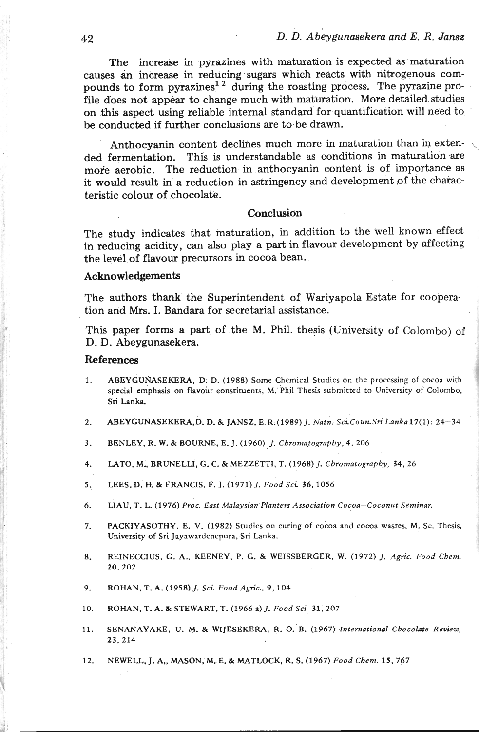The increase in pyrazines with maturation is expected as maturation causes an increase in reducing sugars which reacts with nitrogenous compounds to form pyrazines[1,2] during the roasting process. The pyrazine profile does not appear to change much with maturation. More detailed studies on this aspect using reliable internal standard for quantification will need to be conducted if further conclusions are to be drawn.

Anthocyanin content declines much more in maturation than in extended fermentation. This is understandable as conditions in maturation are more aerobic. The reduction in anthocyanin content is of importance as it would result in a reduction in astringency and development of the characteristic colour of chocolate.

## Conclusion

The study indicates that maturation, in addition to the well known effect in reducing acidity, can also play a part in flavour development by affecting the level of flavour precursors in cocoa bean.

### Acknowledgements

The authors thank the Superintendent of Wariyapola Estate for cooperation and Mrs. I. Bandara for secretarial assistance.

This paper forms a part of the M. Phil. thesis (University of Colombo) of D. D. Abeygunasekera.

### References

1. ABEYGUNASEKERA, D. D. (1988) Some Chemical Studies on the processing of cocoa with special emphasis on flavour constituents, M. Phil Thesis submitted to University of Colombo, Sri Lanka.
2. ABEYGUNASEKERA, D. D. & JANSZ, E. R. (1989) *J. Natn. Sci.Coun.Sri Lanka* **17**(1): 24–34
3. BENLEY, R. W. & BOURNE, E. J. (1960) *J. Chromatography*, **4**, 206
4. LATO, M., BRUNELLI, G. C. & MEZZETTI, T. (1968) *J. Chromatography*, **34**, 26
5. LEES, D. H. & FRANCIS, F. J. (1971) *J. Food Sci.* **36**, 1056
6. LIAU, T. L. (1976) *Proc. East Malaysian Planters Association Cocoa–Coconut Seminar.*
7. PACKIYASOTHY, E. V. (1982) Studies on curing of cocoa and cocoa wastes, M. Sc. Thesis, University of Sri Jayawardenepura, Sri Lanka.
8. REINECCIUS, G. A., KEENEY, P. G. & WEISSBERGER, W. (1972) *J. Agric. Food Chem.* **20**, 202
9. ROHAN, T. A. (1958) *J. Sci. Food Agric.*, **9**, 104
10. ROHAN, T. A. & STEWART, T. (1966 a) *J. Food Sci.* **31**, 207
11. SENANAYAKE, U. M. & WIJESEKERA, R. O. B. (1967) *International Chocolate Review*, **23**, 214
12. NEWELL, J. A., MASON, M. E. & MATLOCK, R. S. (1967) *Food Chem.* **15**, 767